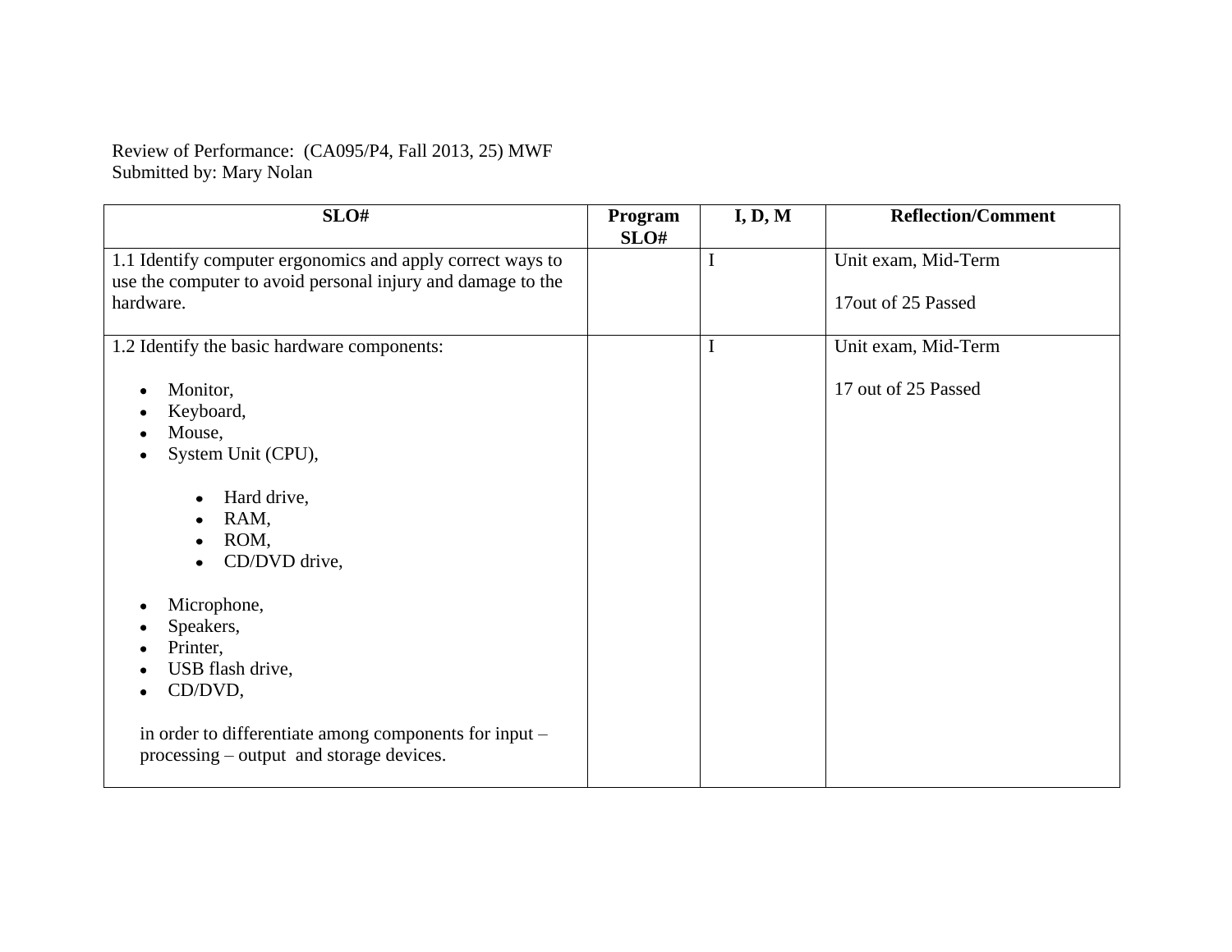Review of Performance: (CA095/P4, Fall 2013, 25) MWF
Submitted by: Mary Nolan

| SLO# | Program SLO# | I, D, M | Reflection/Comment |
|---|---|---|---|
| 1.1 Identify computer ergonomics and apply correct ways to use the computer to avoid personal injury and damage to the hardware. | | I | Unit exam, Mid-Term<br><br>17out of 25 Passed |
| 1.2 Identify the basic hardware components:<br><br>• Monitor,<br>• Keyboard,<br>• Mouse,<br>• System Unit (CPU),<br><br>&nbsp;&nbsp;&nbsp;&nbsp;• Hard drive,<br>&nbsp;&nbsp;&nbsp;&nbsp;• RAM,<br>&nbsp;&nbsp;&nbsp;&nbsp;• ROM,<br>&nbsp;&nbsp;&nbsp;&nbsp;• CD/DVD drive,<br><br>• Microphone,<br>• Speakers,<br>• Printer,<br>• USB flash drive,<br>• CD/DVD,<br><br>in order to differentiate among components for input – processing – output and storage devices. | | I | Unit exam, Mid-Term<br><br>17 out of 25 Passed |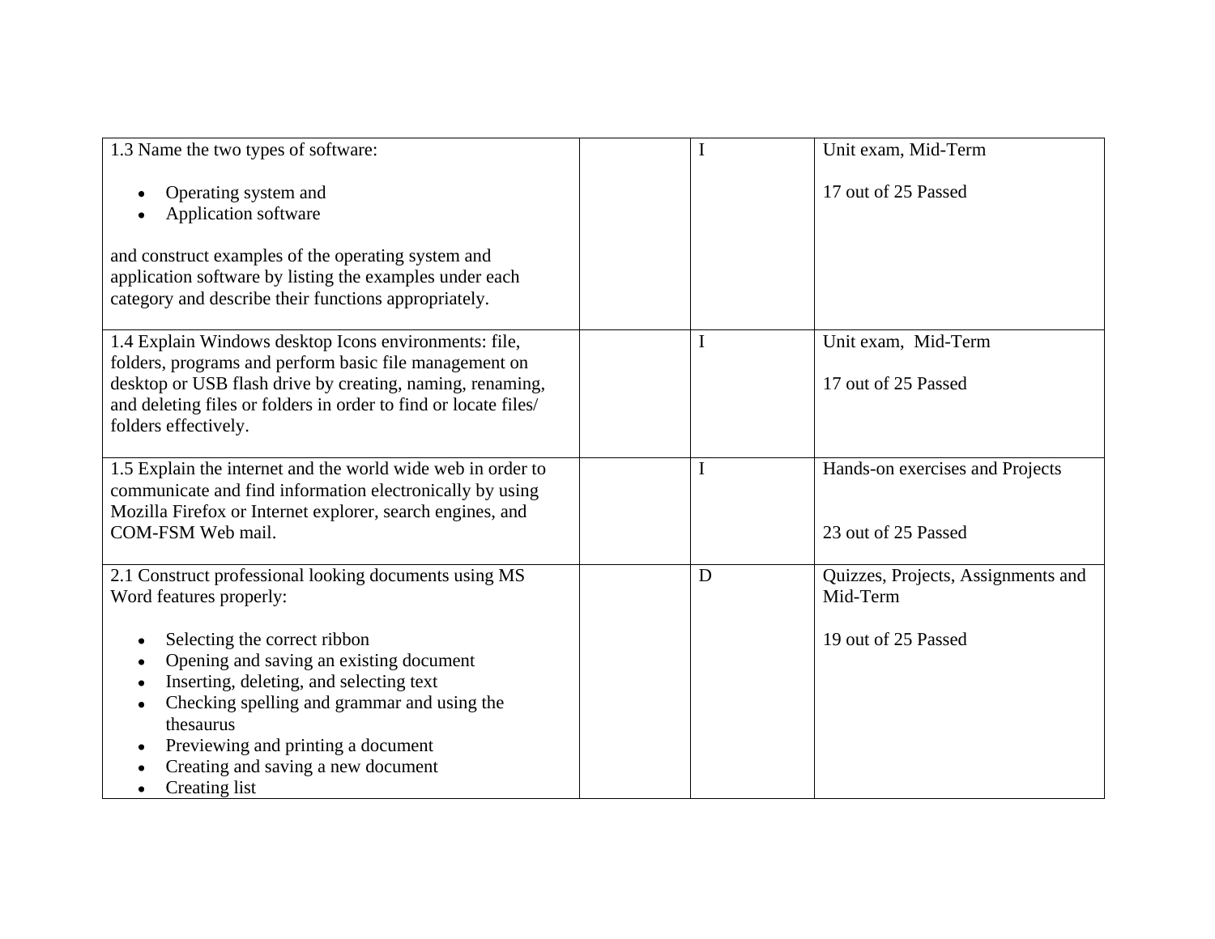| | | | |
|---|---|---|---|
| 1.3 Name the two types of software:<br><br>• Operating system and<br>• Application software<br><br>and construct examples of the operating system and application software by listing the examples under each category and describe their functions appropriately. | | I | Unit exam, Mid-Term<br><br>17 out of 25 Passed |
| 1.4 Explain Windows desktop Icons environments: file, folders, programs and perform basic file management on desktop or USB flash drive by creating, naming, renaming, and deleting files or folders in order to find or locate files/ folders effectively. | | I | Unit exam, Mid-Term<br><br>17 out of 25 Passed |
| 1.5 Explain the internet and the world wide web in order to communicate and find information electronically by using Mozilla Firefox or Internet explorer, search engines, and COM-FSM Web mail. | | I | Hands-on exercises and Projects<br><br>23 out of 25 Passed |
| 2.1 Construct professional looking documents using MS Word features properly:<br><br>• Selecting the correct ribbon<br>• Opening and saving an existing document<br>• Inserting, deleting, and selecting text<br>• Checking spelling and grammar and using the thesaurus<br>• Previewing and printing a document<br>• Creating and saving a new document<br>• Creating list | | D | Quizzes, Projects, Assignments and Mid-Term<br><br>19 out of 25 Passed |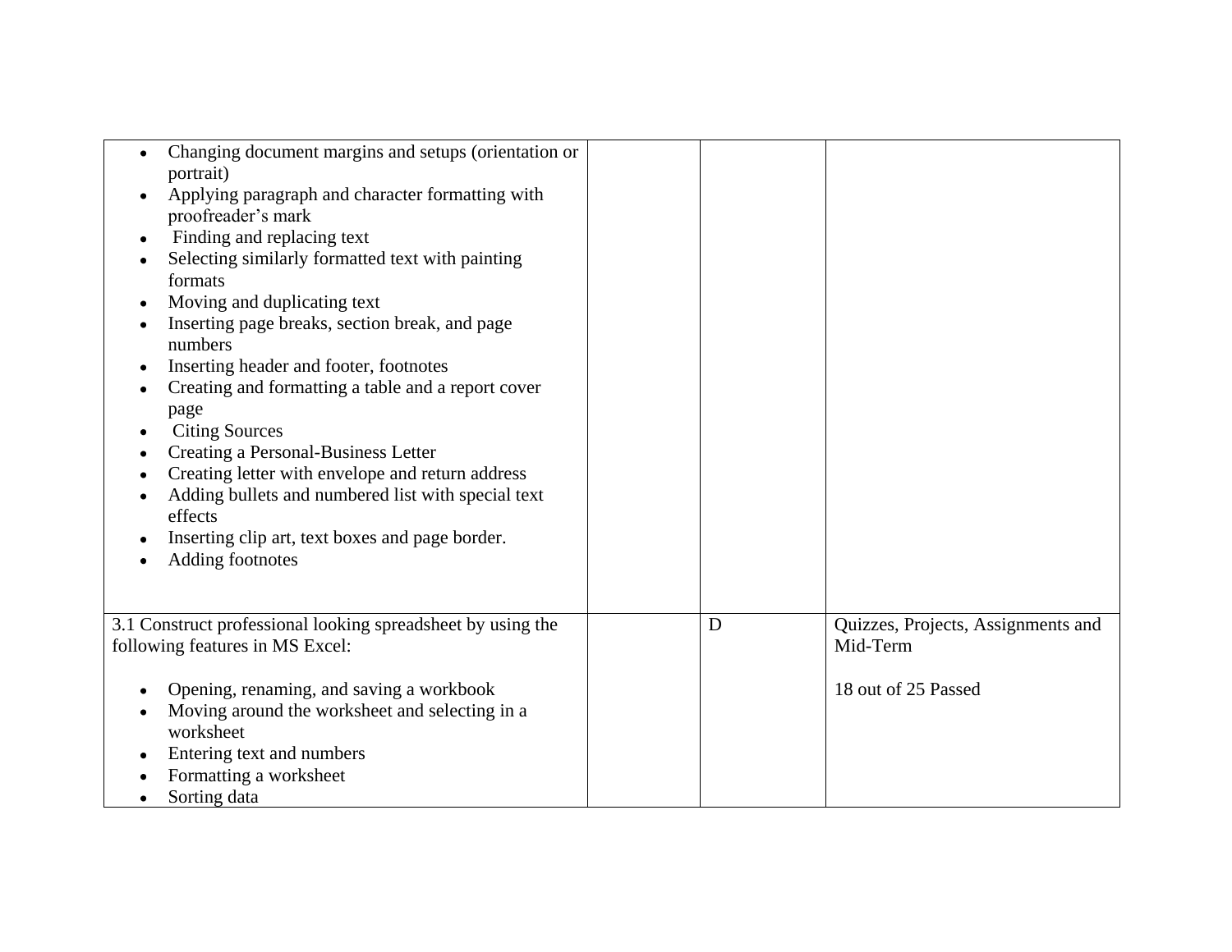| | | | |
|---|---|---|---|
| • Changing document margins and setups (orientation or portrait)<br>• Applying paragraph and character formatting with proofreader's mark<br>• Finding and replacing text<br>• Selecting similarly formatted text with painting formats<br>• Moving and duplicating text<br>• Inserting page breaks, section break, and page numbers<br>• Inserting header and footer, footnotes<br>• Creating and formatting a table and a report cover page<br>• Citing Sources<br>• Creating a Personal-Business Letter<br>• Creating letter with envelope and return address<br>• Adding bullets and numbered list with special text effects<br>• Inserting clip art, text boxes and page border.<br>• Adding footnotes | | | |
| 3.1 Construct professional looking spreadsheet by using the following features in MS Excel:<br><br>• Opening, renaming, and saving a workbook<br>• Moving around the worksheet and selecting in a worksheet<br>• Entering text and numbers<br>• Formatting a worksheet<br>• Sorting data | | D | Quizzes, Projects, Assignments and Mid-Term<br><br>18 out of 25 Passed |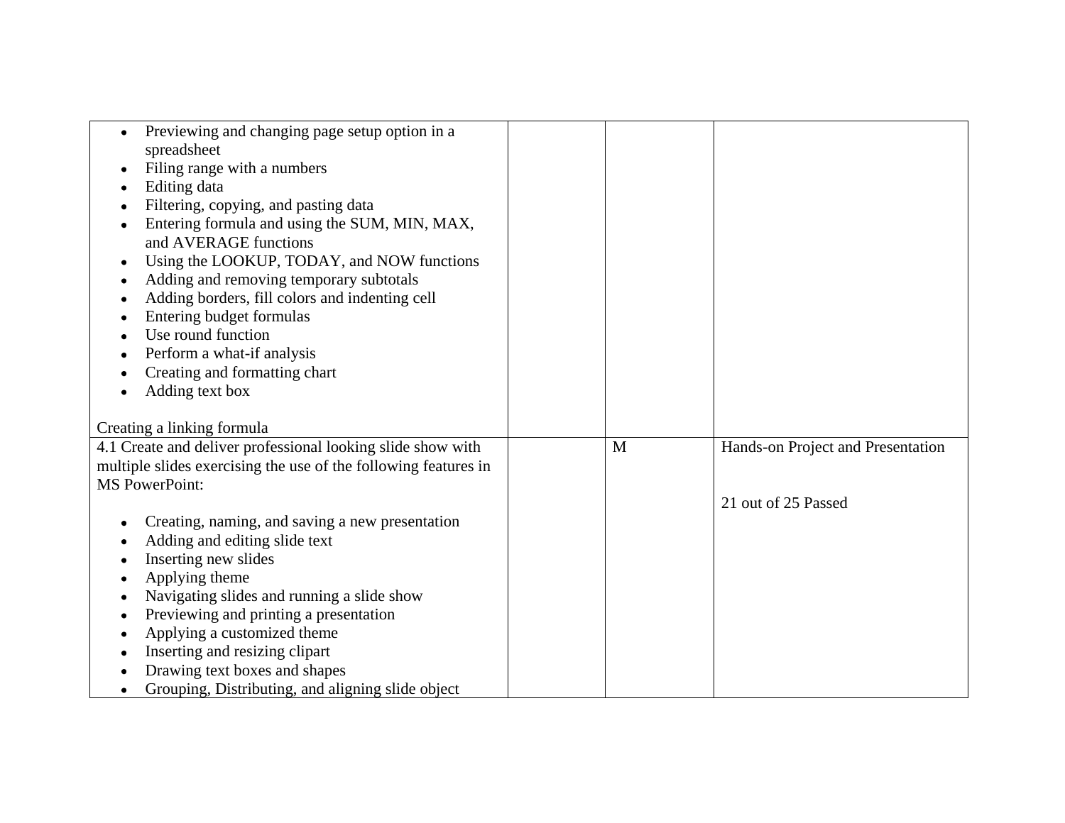| | | | |
|---|---|---|---|
| • Previewing and changing page setup option in a spreadsheet<br>• Filing range with a numbers<br>• Editing data<br>• Filtering, copying, and pasting data<br>• Entering formula and using the SUM, MIN, MAX, and AVERAGE functions<br>• Using the LOOKUP, TODAY, and NOW functions<br>• Adding and removing temporary subtotals<br>• Adding borders, fill colors and indenting cell<br>• Entering budget formulas<br>• Use round function<br>• Perform a what-if analysis<br>• Creating and formatting chart<br>• Adding text box<br><br>Creating a linking formula | | | |
| 4.1 Create and deliver professional looking slide show with multiple slides exercising the use of the following features in MS PowerPoint:<br><br>• Creating, naming, and saving a new presentation<br>• Adding and editing slide text<br>• Inserting new slides<br>• Applying theme<br>• Navigating slides and running a slide show<br>• Previewing and printing a presentation<br>• Applying a customized theme<br>• Inserting and resizing clipart<br>• Drawing text boxes and shapes<br>• Grouping, Distributing, and aligning slide object | | M | Hands-on Project and Presentation<br><br>21 out of 25 Passed |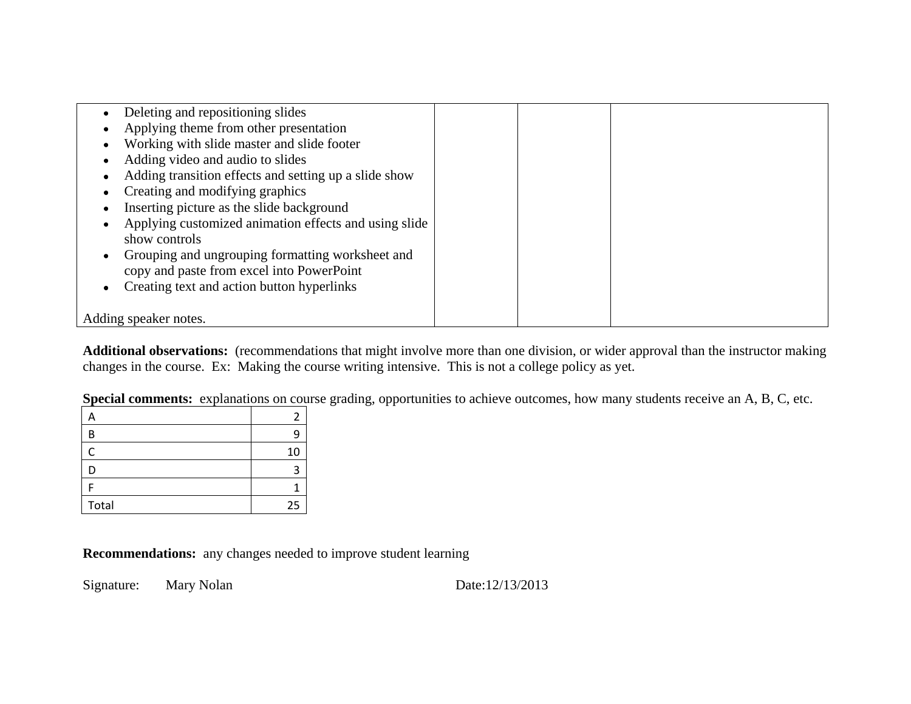| | | | |
|---|---|---|---|
| • Deleting and repositioning slides<br>• Applying theme from other presentation<br>• Working with slide master and slide footer<br>• Adding video and audio to slides<br>• Adding transition effects and setting up a slide show<br>• Creating and modifying graphics<br>• Inserting picture as the slide background<br>• Applying customized animation effects and using slide show controls<br>• Grouping and ungrouping formatting worksheet and copy and paste from excel into PowerPoint<br>• Creating text and action button hyperlinks<br><br>Adding speaker notes. | | | |

**Additional observations:** (recommendations that might involve more than one division, or wider approval than the instructor making changes in the course. Ex: Making the course writing intensive. This is not a college policy as yet.

**Special comments:** explanations on course grading, opportunities to achieve outcomes, how many students receive an A, B, C, etc.

| | |
|---|---|
| A | 2 |
| B | 9 |
| C | 10 |
| D | 3 |
| F | 1 |
| Total | 25 |

**Recommendations:** any changes needed to improve student learning

Signature: Mary Nolan Date:12/13/2013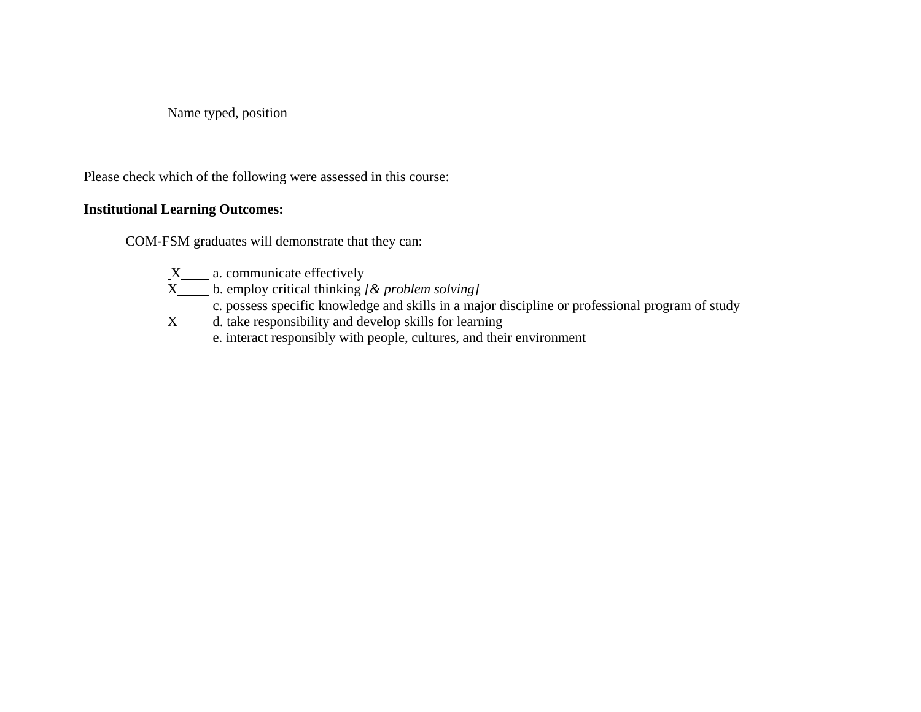Name typed, position

Please check which of the following were assessed in this course:

**Institutional Learning Outcomes:**

COM-FSM graduates will demonstrate that they can:

X____ a. communicate effectively
X____ b. employ critical thinking *[& problem solving]*
______ c. possess specific knowledge and skills in a major discipline or professional program of study
X____ d. take responsibility and develop skills for learning
______ e. interact responsibly with people, cultures, and their environment